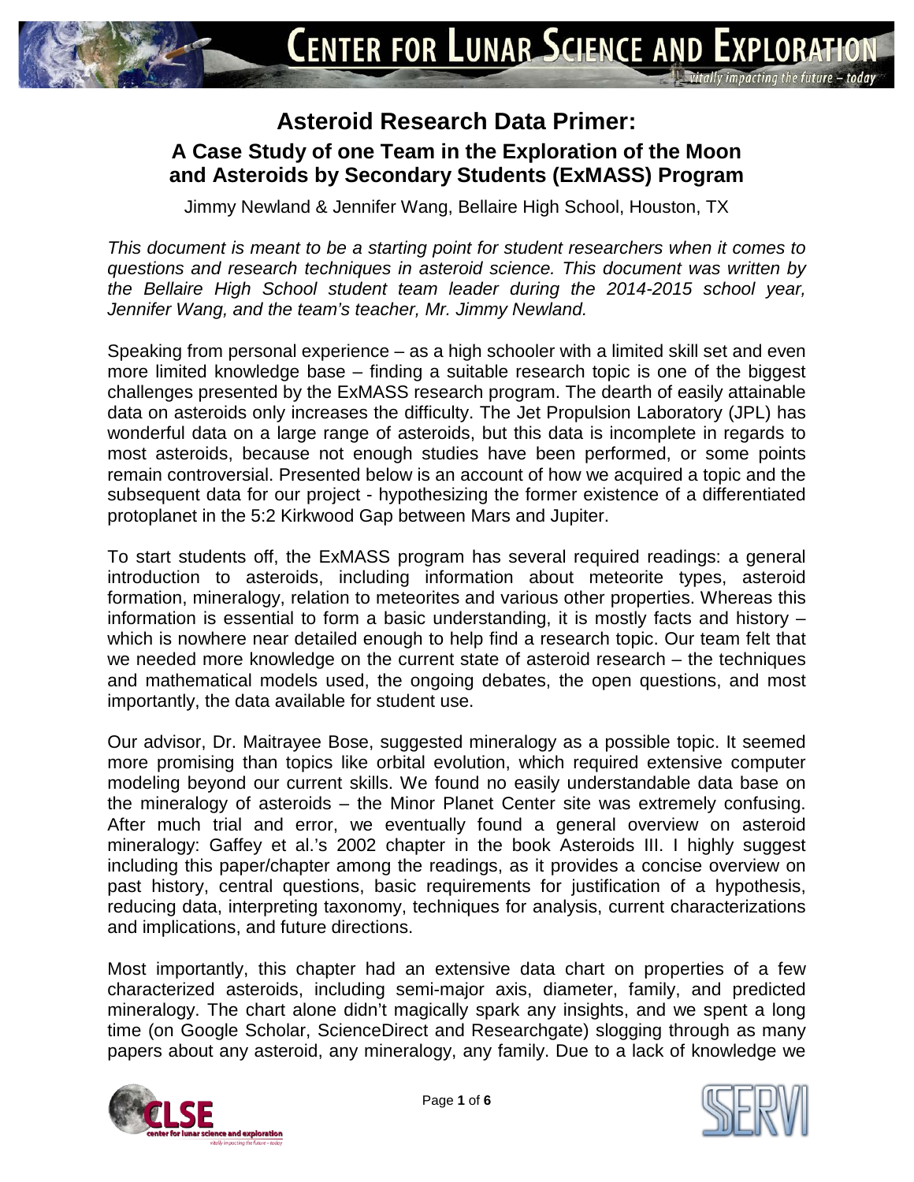# Asteroid Research Data Primer:

## A Case Study of one Team in the Exploration of the Moon and Asteroids by Secondary Students (ExMASS) Program

Jimmy Newland & Jennifer Wang, Bellaire High School, Houston, TX

*This document is meant to be a starting point for student researchers when it comes to questions and research techniques in asteroid science. This document was written by the Bellaire High School student team leader during the 2014-2015 school year, Jennifer Wang, and the team's teacher, Mr. Jimmy Newland.*

Speaking from personal experience – as a high schooler with a limited skill set and even more limited knowledge base – finding a suitable research topic is one of the biggest challenges presented by the ExMASS research program. The dearth of easily attainable data on asteroids only increases the difficulty. The Jet Propulsion Laboratory (JPL) has wonderful data on a large range of asteroids, but this data is incomplete in regards to most asteroids, because not enough studies have been performed, or some points remain controversial. Presented below is an account of how we acquired a topic and the subsequent data for our project - hypothesizing the former existence of a differentiated protoplanet in the 5:2 Kirkwood Gap between Mars and Jupiter.

To start students off, the ExMASS program has several required readings: a general introduction to asteroids, including information about meteorite types, asteroid formation, mineralogy, relation to meteorites and various other properties. Whereas this information is essential to form a basic understanding, it is mostly facts and history – which is nowhere near detailed enough to help find a research topic. Our team felt that we needed more knowledge on the current state of asteroid research – the techniques and mathematical models used, the ongoing debates, the open questions, and most importantly, the data available for student use.

Our advisor, Dr. Maitrayee Bose, suggested mineralogy as a possible topic. It seemed more promising than topics like orbital evolution, which required extensive computer modeling beyond our current skills. We found no easily understandable data base on the mineralogy of asteroids – the Minor Planet Center site was extremely confusing. After much trial and error, we eventually found a general overview on asteroid mineralogy: Gaffey et al.'s 2002 chapter in the book Asteroids III. I highly suggest including this paper/chapter among the readings, as it provides a concise overview on past history, central questions, basic requirements for justification of a hypothesis, reducing data, interpreting taxonomy, techniques for analysis, current characterizations and implications, and future directions.

Most importantly, this chapter had an extensive data chart on properties of a few characterized asteroids, including semi-major axis, diameter, family, and predicted mineralogy. The chart alone didn't magically spark any insights, and we spent a long time (on Google Scholar, ScienceDirect and Researchgate) slogging through as many papers about any asteroid, any mineralogy, any family. Due to a lack of knowledge we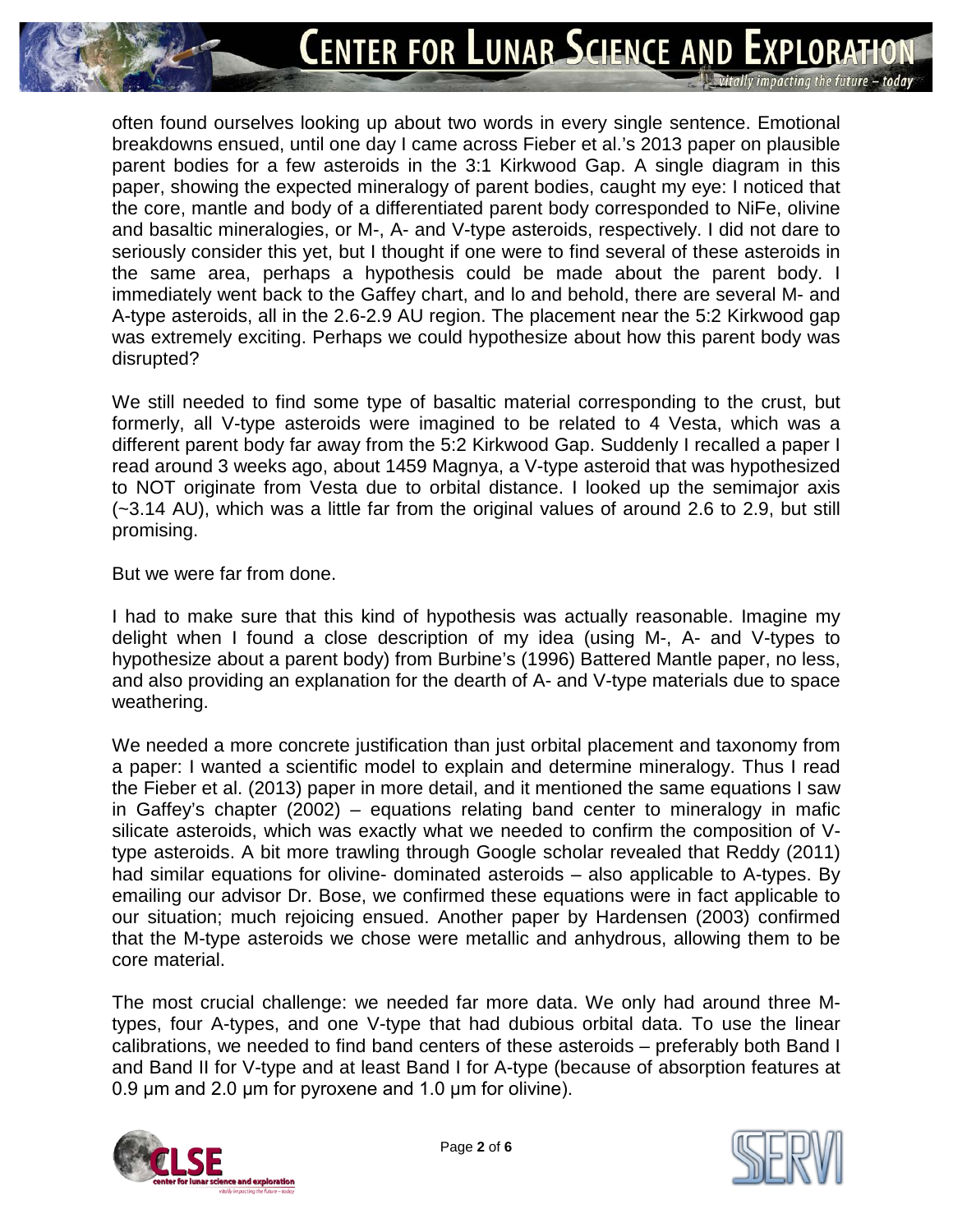often found ourselves looking up about two words in every single sentence. Emotional breakdowns ensued, until one day I came across Fieber et al.'s 2013 paper on plausible parent bodies for a few asteroids in the 3:1 Kirkwood Gap. A single diagram in this paper, showing the expected mineralogy of parent bodies, caught my eye: I noticed that the core, mantle and body of a differentiated parent body corresponded to NiFe, olivine and basaltic mineralogies, or M-, A- and V-type asteroids, respectively. I did not dare to seriously consider this yet, but I thought if one were to find several of these asteroids in the same area, perhaps a hypothesis could be made about the parent body. I immediately went back to the Gaffey chart, and lo and behold, there are several M- and A-type asteroids, all in the 2.6-2.9 AU region. The placement near the 5:2 Kirkwood gap was extremely exciting. Perhaps we could hypothesize about how this parent body was disrupted?

We still needed to find some type of basaltic material corresponding to the crust, but formerly, all V-type asteroids were imagined to be related to 4 Vesta, which was a different parent body far away from the 5:2 Kirkwood Gap. Suddenly I recalled a paper I read around 3 weeks ago, about 1459 Magnya, a V-type asteroid that was hypothesized to NOT originate from Vesta due to orbital distance. I looked up the semimajor axis (~3.14 AU), which was a little far from the original values of around 2.6 to 2.9, but still promising.

But we were far from done.

I had to make sure that this kind of hypothesis was actually reasonable. Imagine my delight when I found a close description of my idea (using M-, A- and V-types to hypothesize about a parent body) from Burbine's (1996) Battered Mantle paper, no less, and also providing an explanation for the dearth of A- and V-type materials due to space weathering.

We needed a more concrete justification than just orbital placement and taxonomy from a paper: I wanted a scientific model to explain and determine mineralogy. Thus I read the Fieber et al. (2013) paper in more detail, and it mentioned the same equations I saw in Gaffey's chapter (2002) – equations relating band center to mineralogy in mafic silicate asteroids, which was exactly what we needed to confirm the composition of V-type asteroids. A bit more trawling through Google scholar revealed that Reddy (2011) had similar equations for olivine- dominated asteroids – also applicable to A-types. By emailing our advisor Dr. Bose, we confirmed these equations were in fact applicable to our situation; much rejoicing ensued. Another paper by Hardensen (2003) confirmed that the M-type asteroids we chose were metallic and anhydrous, allowing them to be core material.

The most crucial challenge: we needed far more data. We only had around three M-types, four A-types, and one V-type that had dubious orbital data. To use the linear calibrations, we needed to find band centers of these asteroids – preferably both Band I and Band II for V-type and at least Band I for A-type (because of absorption features at 0.9 μm and 2.0 μm for pyroxene and 1.0 μm for olivine).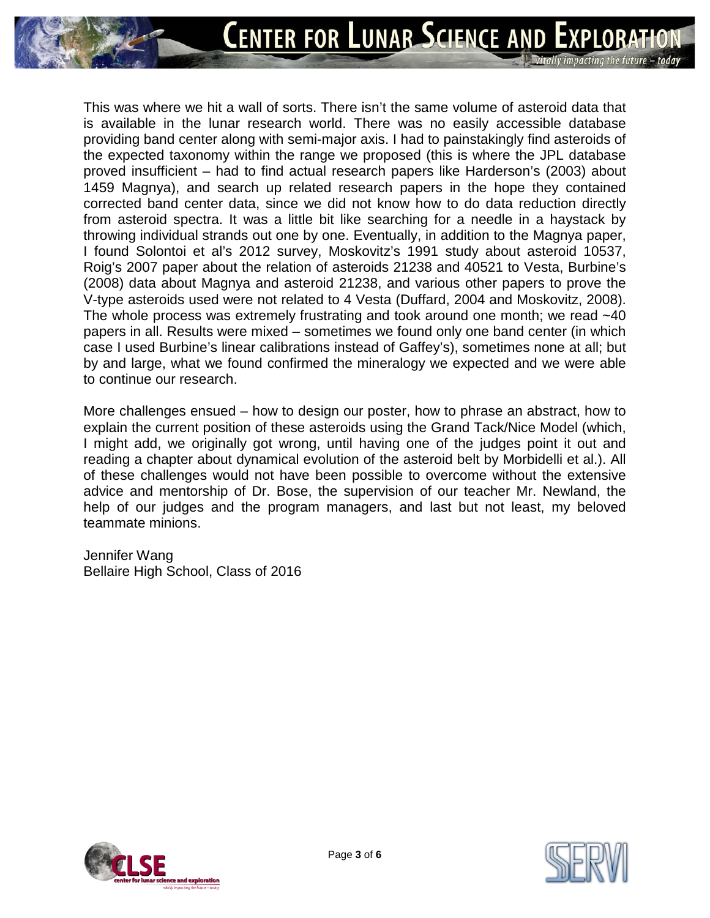This was where we hit a wall of sorts. There isn't the same volume of asteroid data that is available in the lunar research world. There was no easily accessible database providing band center along with semi-major axis. I had to painstakingly find asteroids of the expected taxonomy within the range we proposed (this is where the JPL database proved insufficient – had to find actual research papers like Harderson's (2003) about 1459 Magnya), and search up related research papers in the hope they contained corrected band center data, since we did not know how to do data reduction directly from asteroid spectra. It was a little bit like searching for a needle in a haystack by throwing individual strands out one by one. Eventually, in addition to the Magnya paper, I found Solontoi et al's 2012 survey, Moskovitz's 1991 study about asteroid 10537, Roig's 2007 paper about the relation of asteroids 21238 and 40521 to Vesta, Burbine's (2008) data about Magnya and asteroid 21238, and various other papers to prove the V-type asteroids used were not related to 4 Vesta (Duffard, 2004 and Moskovitz, 2008). The whole process was extremely frustrating and took around one month; we read ~40 papers in all. Results were mixed – sometimes we found only one band center (in which case I used Burbine's linear calibrations instead of Gaffey's), sometimes none at all; but by and large, what we found confirmed the mineralogy we expected and we were able to continue our research.

More challenges ensued – how to design our poster, how to phrase an abstract, how to explain the current position of these asteroids using the Grand Tack/Nice Model (which, I might add, we originally got wrong, until having one of the judges point it out and reading a chapter about dynamical evolution of the asteroid belt by Morbidelli et al.). All of these challenges would not have been possible to overcome without the extensive advice and mentorship of Dr. Bose, the supervision of our teacher Mr. Newland, the help of our judges and the program managers, and last but not least, my beloved teammate minions.

Jennifer Wang
Bellaire High School, Class of 2016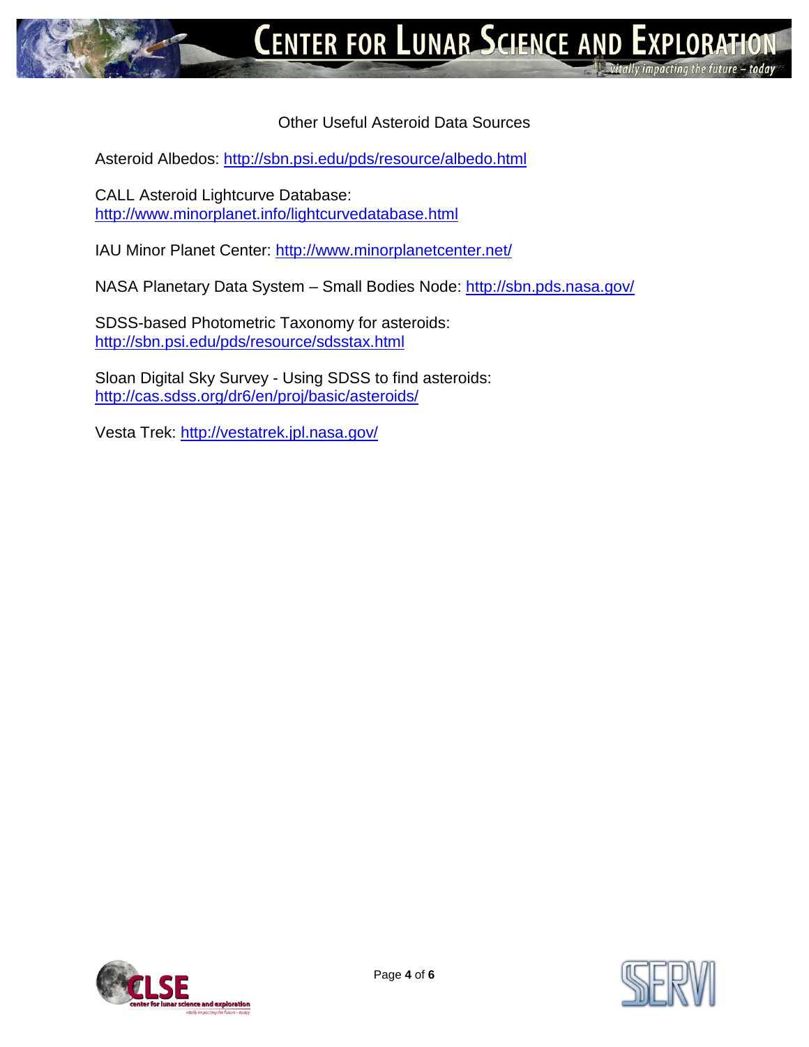## Other Useful Asteroid Data Sources

Asteroid Albedos: http://sbn.psi.edu/pds/resource/albedo.html

CALL Asteroid Lightcurve Database:
http://www.minorplanet.info/lightcurvedatabase.html

IAU Minor Planet Center: http://www.minorplanetcenter.net/

NASA Planetary Data System – Small Bodies Node: http://sbn.pds.nasa.gov/

SDSS-based Photometric Taxonomy for asteroids:
http://sbn.psi.edu/pds/resource/sdsstax.html

Sloan Digital Sky Survey - Using SDSS to find asteroids:
http://cas.sdss.org/dr6/en/proj/basic/asteroids/

Vesta Trek: http://vestatrek.jpl.nasa.gov/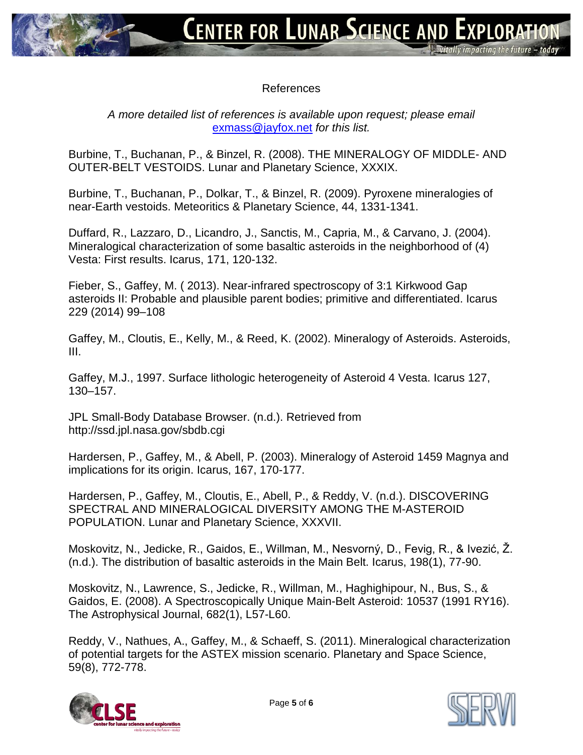# References

*A more detailed list of references is available upon request; please email* exmass@jayfox.net *for this list.*

Burbine, T., Buchanan, P., & Binzel, R. (2008). THE MINERALOGY OF MIDDLE- AND OUTER-BELT VESTOIDS. Lunar and Planetary Science, XXXIX.

Burbine, T., Buchanan, P., Dolkar, T., & Binzel, R. (2009). Pyroxene mineralogies of near-Earth vestoids. Meteoritics & Planetary Science, 44, 1331-1341.

Duffard, R., Lazzaro, D., Licandro, J., Sanctis, M., Capria, M., & Carvano, J. (2004). Mineralogical characterization of some basaltic asteroids in the neighborhood of (4) Vesta: First results. Icarus, 171, 120-132.

Fieber, S., Gaffey, M. ( 2013). Near-infrared spectroscopy of 3:1 Kirkwood Gap asteroids II: Probable and plausible parent bodies; primitive and differentiated. Icarus 229 (2014) 99–108

Gaffey, M., Cloutis, E., Kelly, M., & Reed, K. (2002). Mineralogy of Asteroids. Asteroids, III.

Gaffey, M.J., 1997. Surface lithologic heterogeneity of Asteroid 4 Vesta. Icarus 127, 130–157.

JPL Small-Body Database Browser. (n.d.). Retrieved from http://ssd.jpl.nasa.gov/sbdb.cgi

Hardersen, P., Gaffey, M., & Abell, P. (2003). Mineralogy of Asteroid 1459 Magnya and implications for its origin. Icarus, 167, 170-177.

Hardersen, P., Gaffey, M., Cloutis, E., Abell, P., & Reddy, V. (n.d.). DISCOVERING SPECTRAL AND MINERALOGICAL DIVERSITY AMONG THE M-ASTEROID POPULATION. Lunar and Planetary Science, XXXVII.

Moskovitz, N., Jedicke, R., Gaidos, E., Willman, M., Nesvorný, D., Fevig, R., & Ivezić, Ž. (n.d.). The distribution of basaltic asteroids in the Main Belt. Icarus, 198(1), 77-90.

Moskovitz, N., Lawrence, S., Jedicke, R., Willman, M., Haghighipour, N., Bus, S., & Gaidos, E. (2008). A Spectroscopically Unique Main-Belt Asteroid: 10537 (1991 RY16). The Astrophysical Journal, 682(1), L57-L60.

Reddy, V., Nathues, A., Gaffey, M., & Schaeff, S. (2011). Mineralogical characterization of potential targets for the ASTEX mission scenario. Planetary and Space Science, 59(8), 772-778.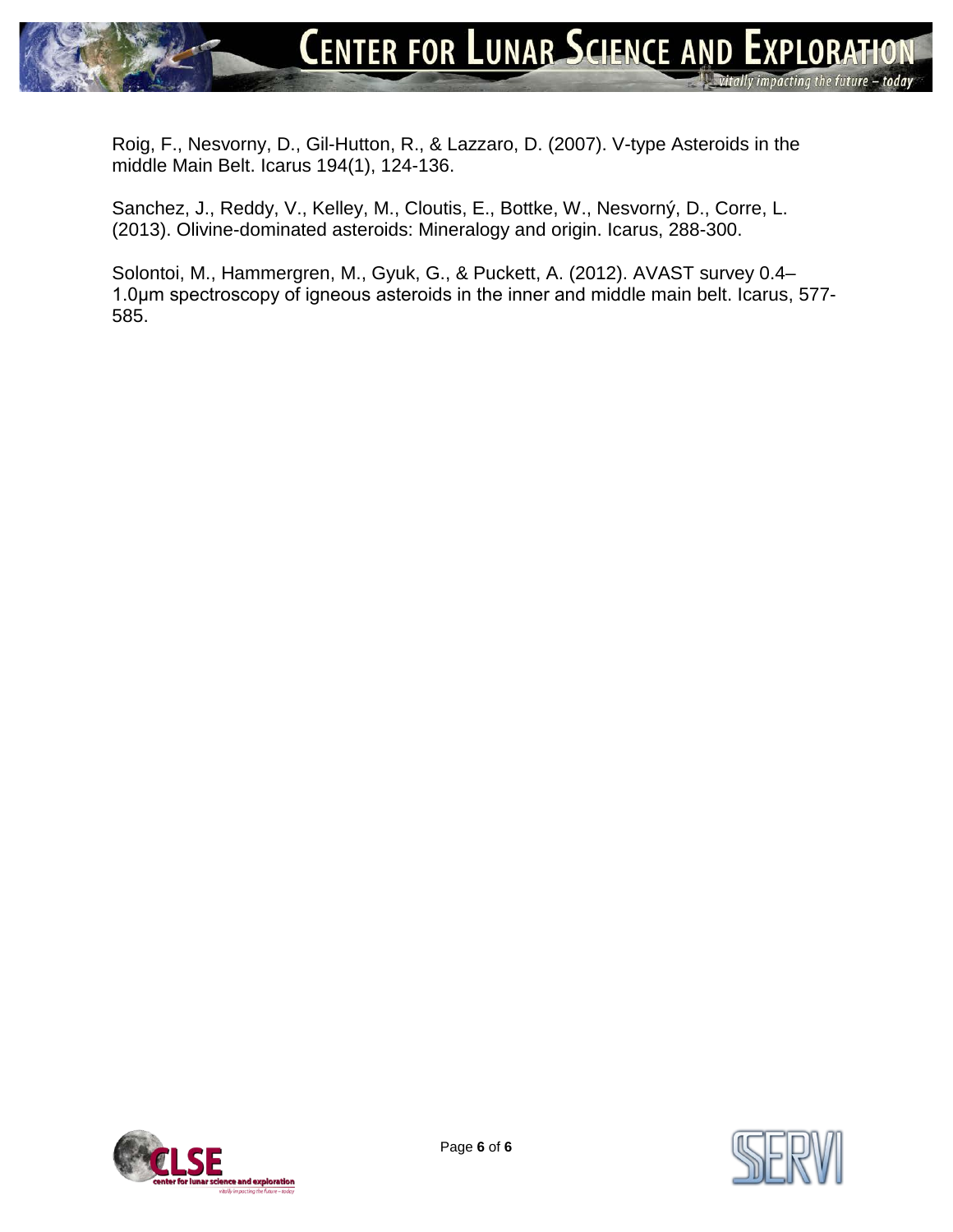Roig, F., Nesvorny, D., Gil-Hutton, R., & Lazzaro, D. (2007). V-type Asteroids in the middle Main Belt. Icarus 194(1), 124-136.

Sanchez, J., Reddy, V., Kelley, M., Cloutis, E., Bottke, W., Nesvorný, D., Corre, L. (2013). Olivine-dominated asteroids: Mineralogy and origin. Icarus, 288-300.

Solontoi, M., Hammergren, M., Gyuk, G., & Puckett, A. (2012). AVAST survey 0.4–1.0μm spectroscopy of igneous asteroids in the inner and middle main belt. Icarus, 577-585.